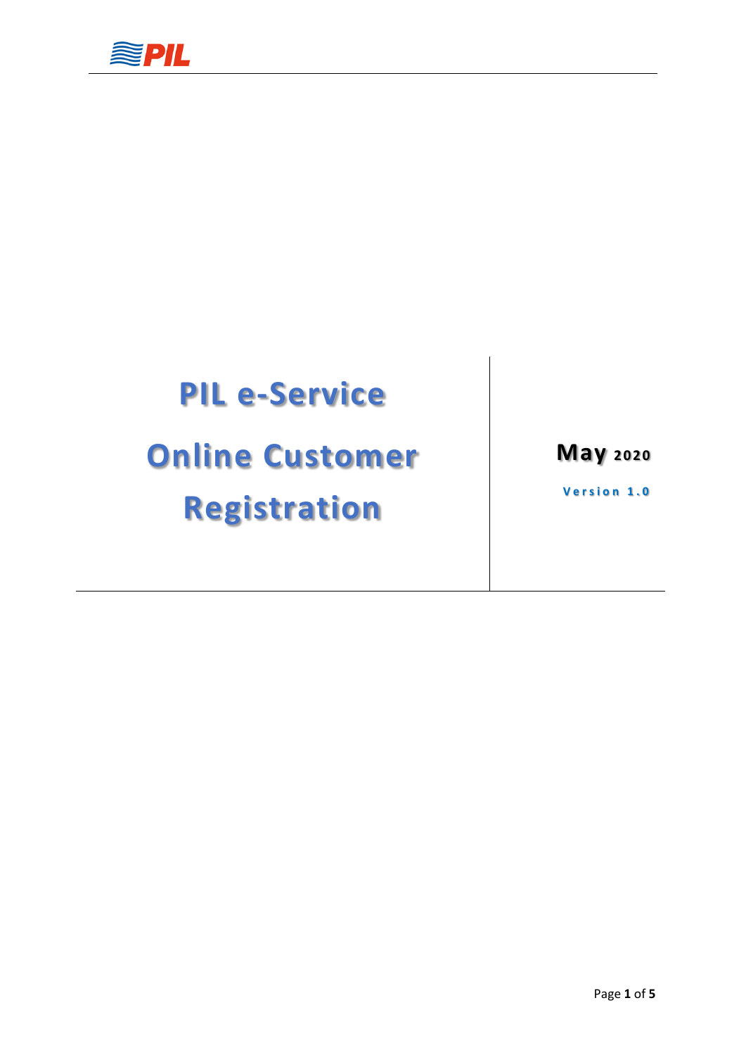# PIL e-Service

# Online Customer Registration

**May 2020**

**Version 1.0**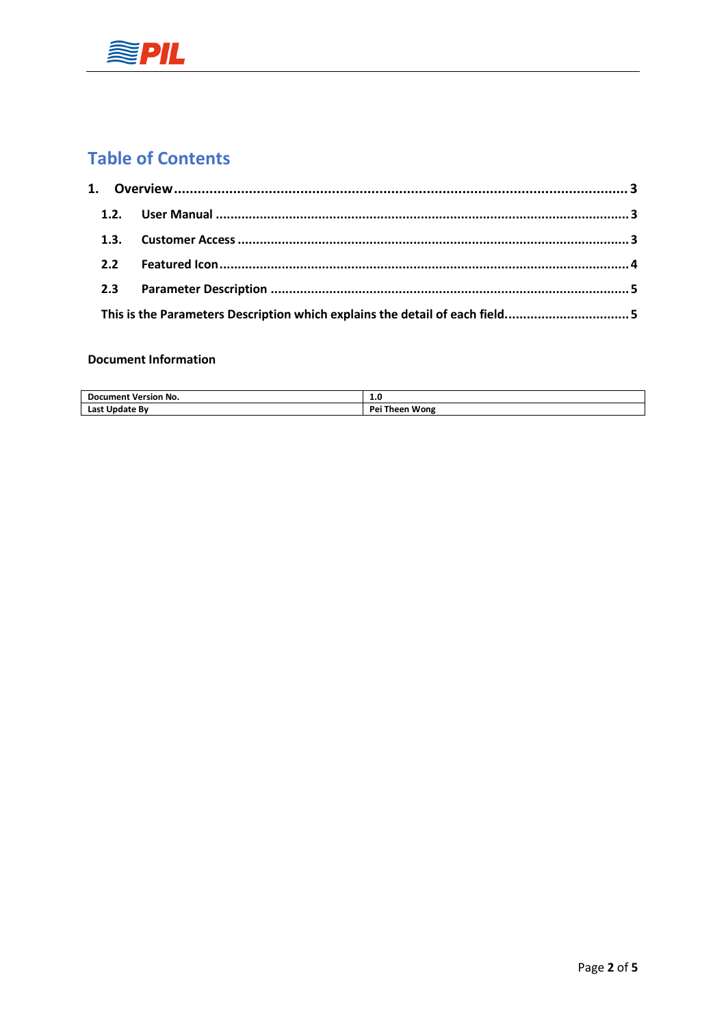# Table of Contents

**1. Overview** .......... 3

- **1.2. User Manual** .......... 3
- **1.3. Customer Access** .......... 3
- **2.2 Featured Icon** .......... 4
- **2.3 Parameter Description** .......... 5
- **This is the Parameters Description which explains the detail of each field.** .......... 5

**Document Information**

| Document Version No. | 1.0 |
| --- | --- |
| Last Update By | Pei Theen Wong |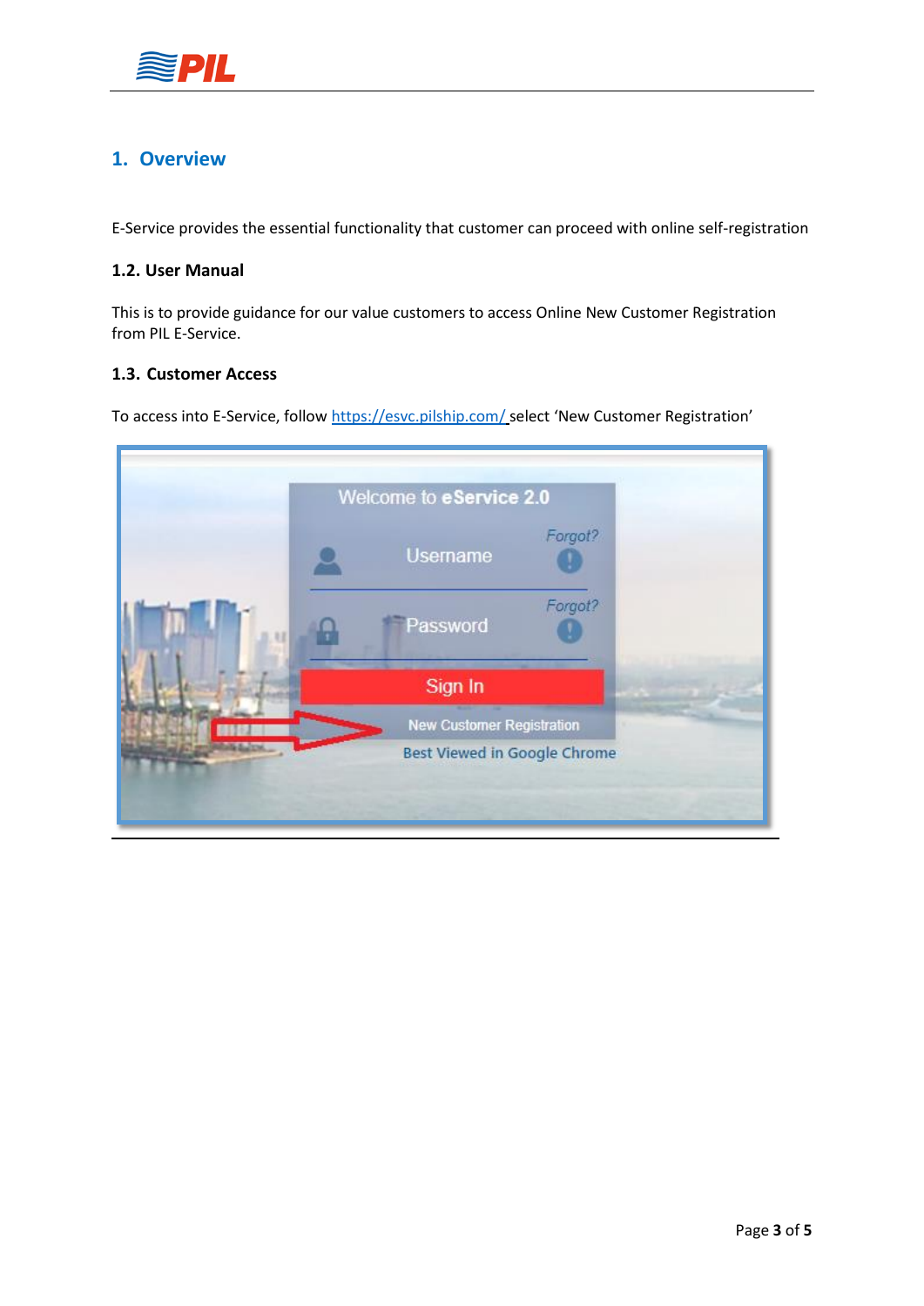## 1. Overview

E-Service provides the essential functionality that customer can proceed with online self-registration

### 1.2. User Manual

This is to provide guidance for our value customers to access Online New Customer Registration from PIL E-Service.

### 1.3. Customer Access

To access into E-Service, follow [https://esvc.pilship.com/](https://esvc.pilship.com/) select 'New Customer Registration'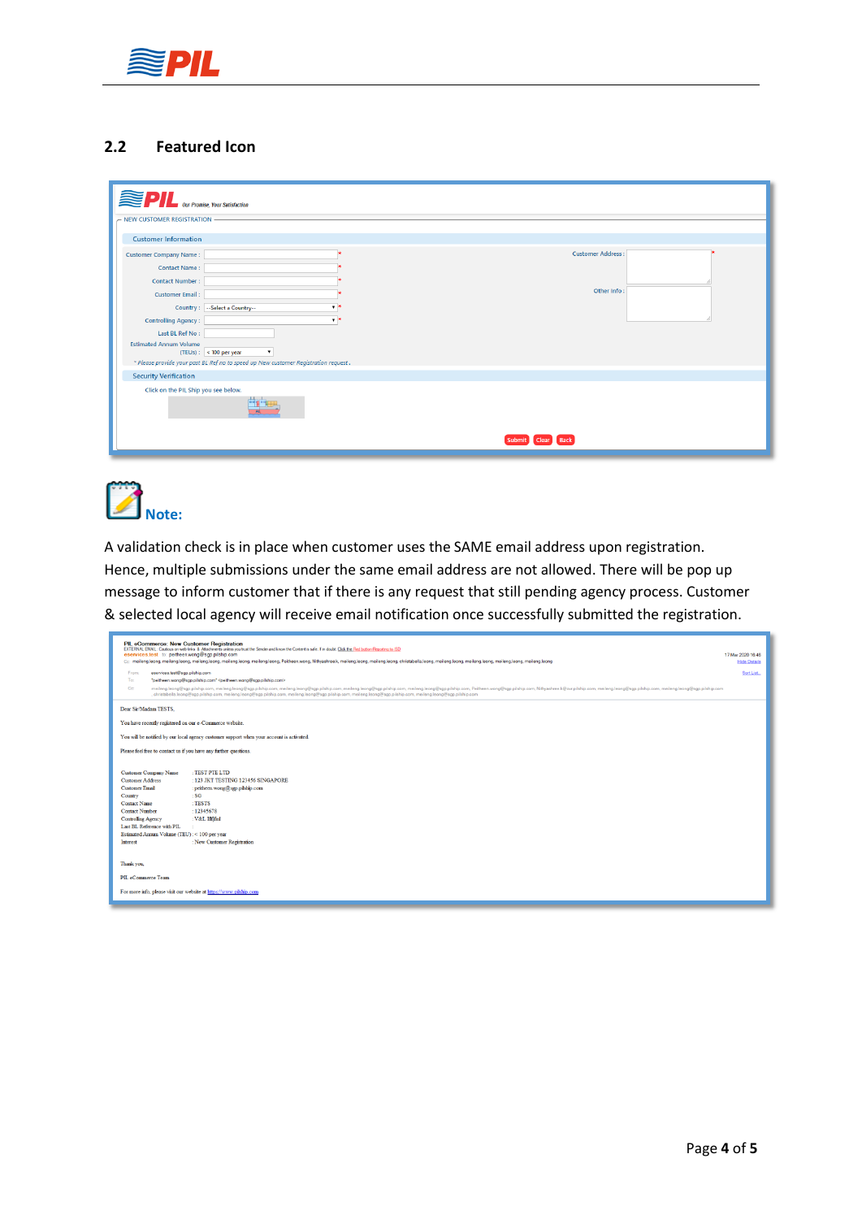## 2.2 Featured Icon

**Note:**

A validation check is in place when customer uses the SAME email address upon registration. Hence, multiple submissions under the same email address are not allowed. There will be pop up message to inform customer that if there is any request that still pending agency process. Customer & selected local agency will receive email notification once successfully submitted the registration.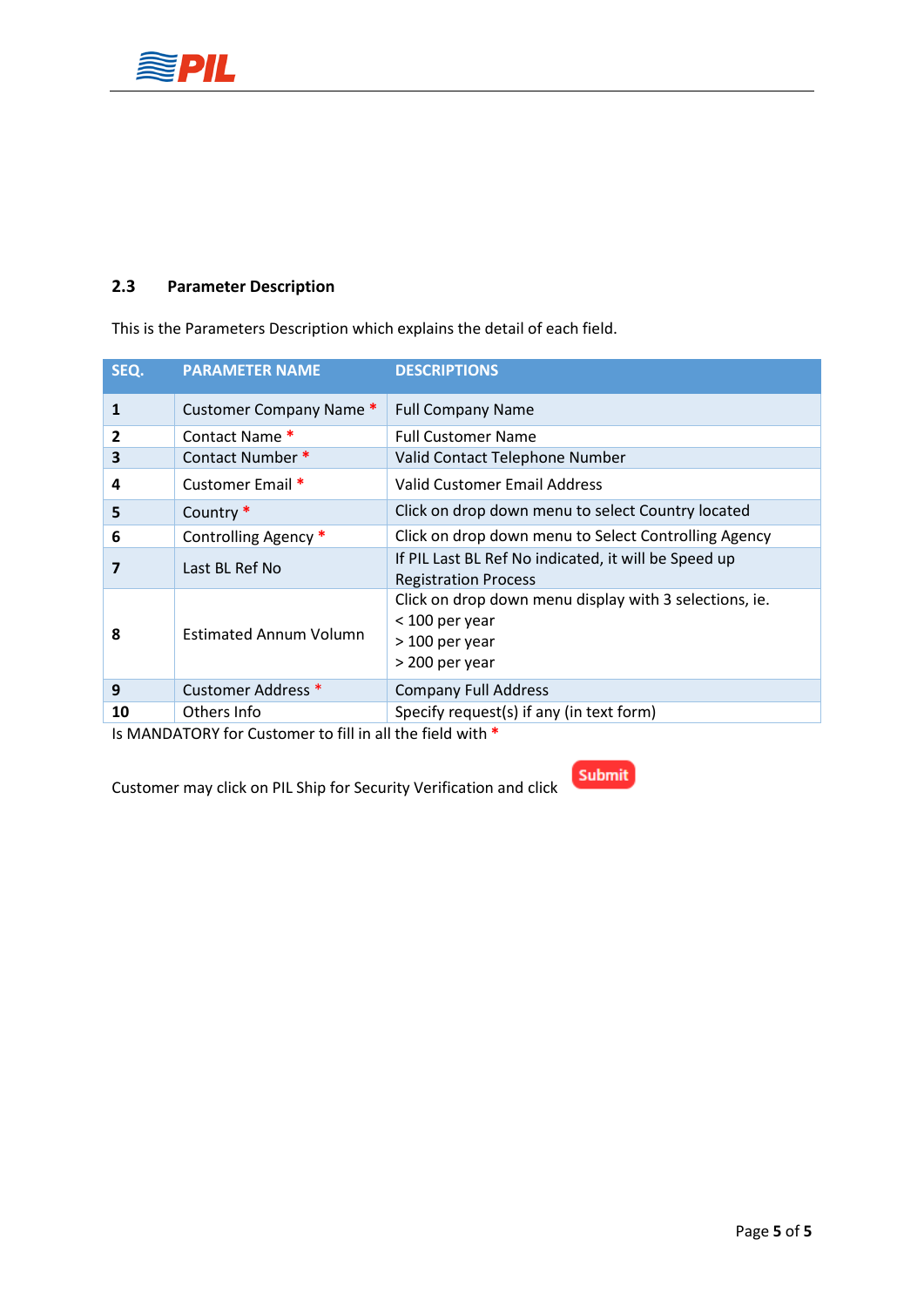## 2.3 Parameter Description

This is the Parameters Description which explains the detail of each field.

| SEQ. | PARAMETER NAME | DESCRIPTIONS |
|---|---|---|
| **1** | Customer Company Name * | Full Company Name |
| **2** | Contact Name * | Full Customer Name |
| **3** | Contact Number * | Valid Contact Telephone Number |
| **4** | Customer Email * | Valid Customer Email Address |
| **5** | Country * | Click on drop down menu to select Country located |
| **6** | Controlling Agency * | Click on drop down menu to Select Controlling Agency |
| **7** | Last BL Ref No | If PIL Last BL Ref No indicated, it will be Speed up Registration Process |
| **8** | Estimated Annum Volumn | Click on drop down menu display with 3 selections, ie.<br>< 100 per year<br>> 100 per year<br>> 200 per year |
| **9** | Customer Address * | Company Full Address |
| **10** | Others Info | Specify request(s) if any (in text form) |

Is MANDATORY for Customer to fill in all the field with *

Customer may click on PIL Ship for Security Verification and click **Submit**